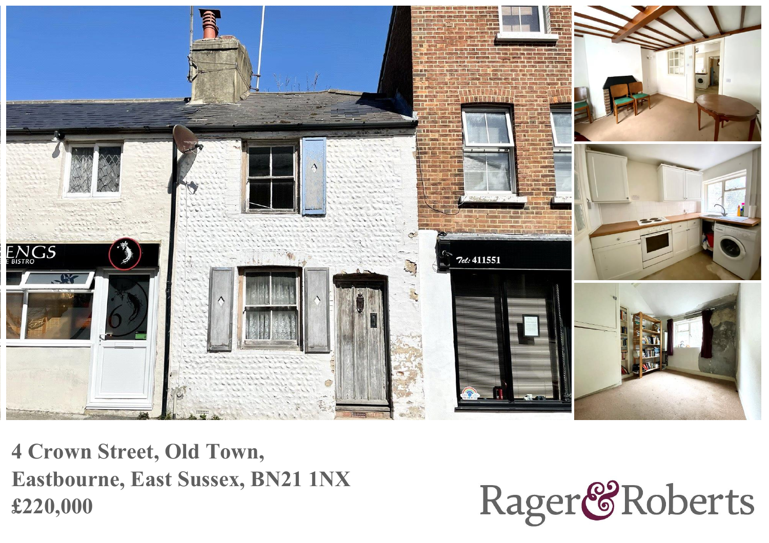**4 Crown Street, Old Town,**
**Eastbourne, East Sussex, BN21 1NX**
**£220,000**

Rager & Roberts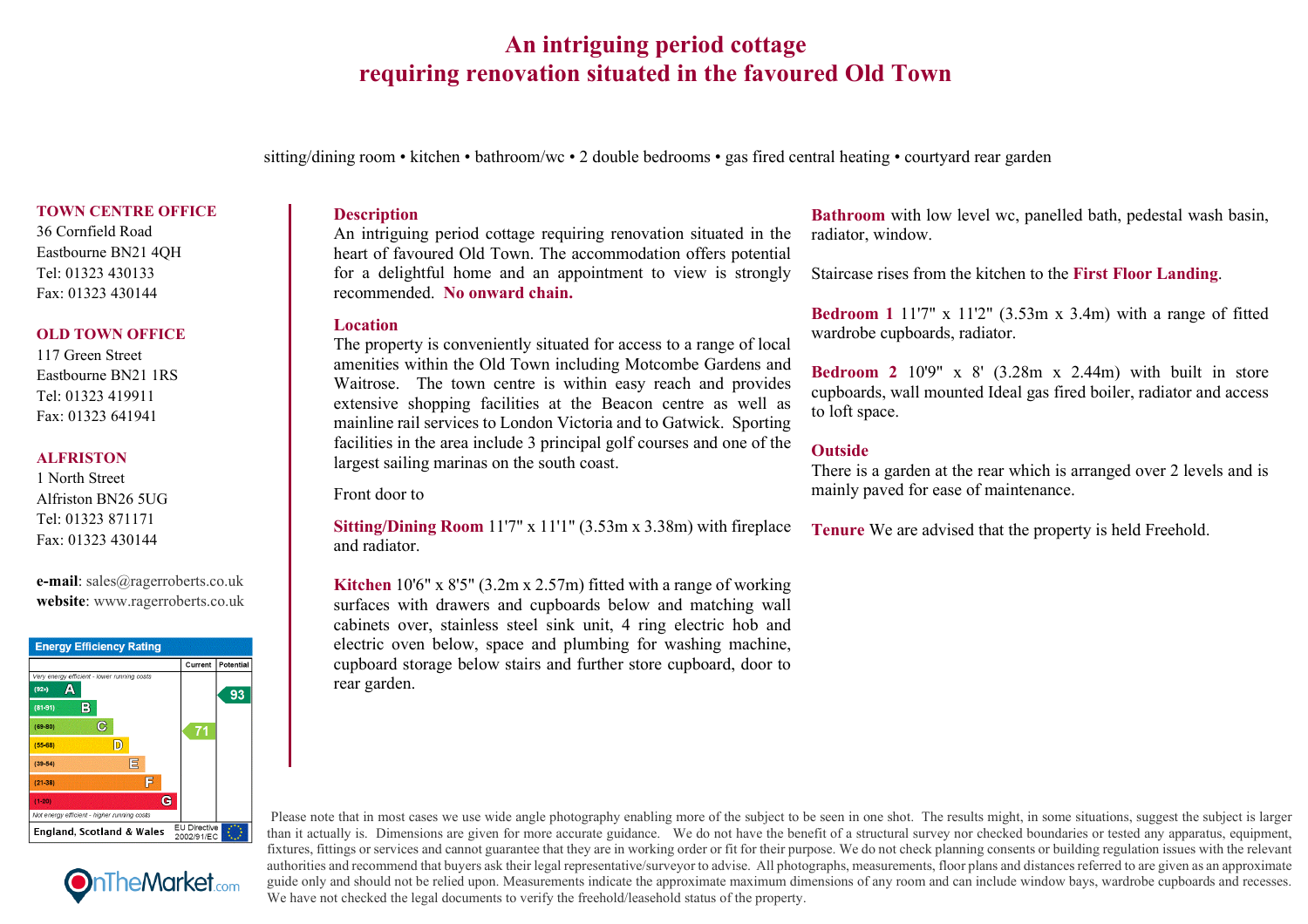# An intriguing period cottage requiring renovation situated in the favoured Old Town

sitting/dining room • kitchen • bathroom/wc • 2 double bedrooms • gas fired central heating • courtyard rear garden

**TOWN CENTRE OFFICE**
36 Cornfield Road
Eastbourne BN21 4QH
Tel: 01323 430133
Fax: 01323 430144

**OLD TOWN OFFICE**
117 Green Street
Eastbourne BN21 1RS
Tel: 01323 419911
Fax: 01323 641941

**ALFRISTON**
1 North Street
Alfriston BN26 5UG
Tel: 01323 871171
Fax: 01323 430144

**e-mail**: sales@ragerroberts.co.uk
**website**: www.ragerroberts.co.uk

Energy Efficiency Rating

Current | Potential

Very energy efficient - lower running costs

(92+) A

(81-91) B

(69-80) C

(55-68) D

(39-54) E

(21-38) F

(1-20) G

Not energy efficient - higher running costs

71

93

England, Scotland & Wales

EU Directive 2002/91/EC

## Description

An intriguing period cottage requiring renovation situated in the heart of favoured Old Town. The accommodation offers potential for a delightful home and an appointment to view is strongly recommended. **No onward chain.**

## Location

The property is conveniently situated for access to a range of local amenities within the Old Town including Motcombe Gardens and Waitrose. The town centre is within easy reach and provides extensive shopping facilities at the Beacon centre as well as mainline rail services to London Victoria and to Gatwick. Sporting facilities in the area include 3 principal golf courses and one of the largest sailing marinas on the south coast.

Front door to

**Sitting/Dining Room** 11'7" x 11'1" (3.53m x 3.38m) with fireplace and radiator.

**Kitchen** 10'6" x 8'5" (3.2m x 2.57m) fitted with a range of working surfaces with drawers and cupboards below and matching wall cabinets over, stainless steel sink unit, 4 ring electric hob and electric oven below, space and plumbing for washing machine, cupboard storage below stairs and further store cupboard, door to rear garden.

**Bathroom** with low level wc, panelled bath, pedestal wash basin, radiator, window.

Staircase rises from the kitchen to the **First Floor Landing**.

**Bedroom 1** 11'7" x 11'2" (3.53m x 3.4m) with a range of fitted wardrobe cupboards, radiator.

**Bedroom 2** 10'9" x 8' (3.28m x 2.44m) with built in store cupboards, wall mounted Ideal gas fired boiler, radiator and access to loft space.

## Outside

There is a garden at the rear which is arranged over 2 levels and is mainly paved for ease of maintenance.

**Tenure** We are advised that the property is held Freehold.

Please note that in most cases we use wide angle photography enabling more of the subject to be seen in one shot. The results might, in some situations, suggest the subject is larger than it actually is. Dimensions are given for more accurate guidance. We do not have the benefit of a structural survey nor checked boundaries or tested any apparatus, equipment, fixtures, fittings or services and cannot guarantee that they are in working order or fit for their purpose. We do not check planning consents or building regulation issues with the relevant authorities and recommend that buyers ask their legal representative/surveyor to advise. All photographs, measurements, floor plans and distances referred to are given as an approximate guide only and should not be relied upon. Measurements indicate the approximate maximum dimensions of any room and can include window bays, wardrobe cupboards and recesses. We have not checked the legal documents to verify the freehold/leasehold status of the property.